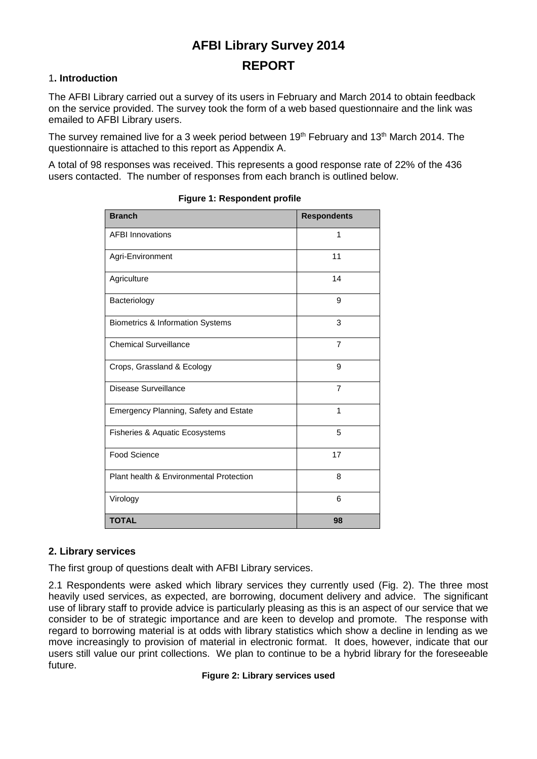# AFBI Library Survey 2014

# REPORT

## 1. Introduction

The AFBI Library carried out a survey of its users in February and March 2014 to obtain feedback on the service provided. The survey took the form of a web based questionnaire and the link was emailed to AFBI Library users.

The survey remained live for a 3 week period between 19th February and 13th March 2014. The questionnaire is attached to this report as Appendix A.

A total of 98 responses was received. This represents a good response rate of 22% of the 436 users contacted. The number of responses from each branch is outlined below.

**Figure 1: Respondent profile**

| Branch | Respondents |
|---|---|
| AFBI Innovations | 1 |
| Agri-Environment | 11 |
| Agriculture | 14 |
| Bacteriology | 9 |
| Biometrics & Information Systems | 3 |
| Chemical Surveillance | 7 |
| Crops, Grassland & Ecology | 9 |
| Disease Surveillance | 7 |
| Emergency Planning, Safety and Estate | 1 |
| Fisheries & Aquatic Ecosystems | 5 |
| Food Science | 17 |
| Plant health & Environmental Protection | 8 |
| Virology | 6 |
| **TOTAL** | **98** |

## 2. Library services

The first group of questions dealt with AFBI Library services.

2.1 Respondents were asked which library services they currently used (Fig. 2). The three most heavily used services, as expected, are borrowing, document delivery and advice. The significant use of library staff to provide advice is particularly pleasing as this is an aspect of our service that we consider to be of strategic importance and are keen to develop and promote. The response with regard to borrowing material is at odds with library statistics which show a decline in lending as we move increasingly to provision of material in electronic format. It does, however, indicate that our users still value our print collections. We plan to continue to be a hybrid library for the foreseeable future.

**Figure 2: Library services used**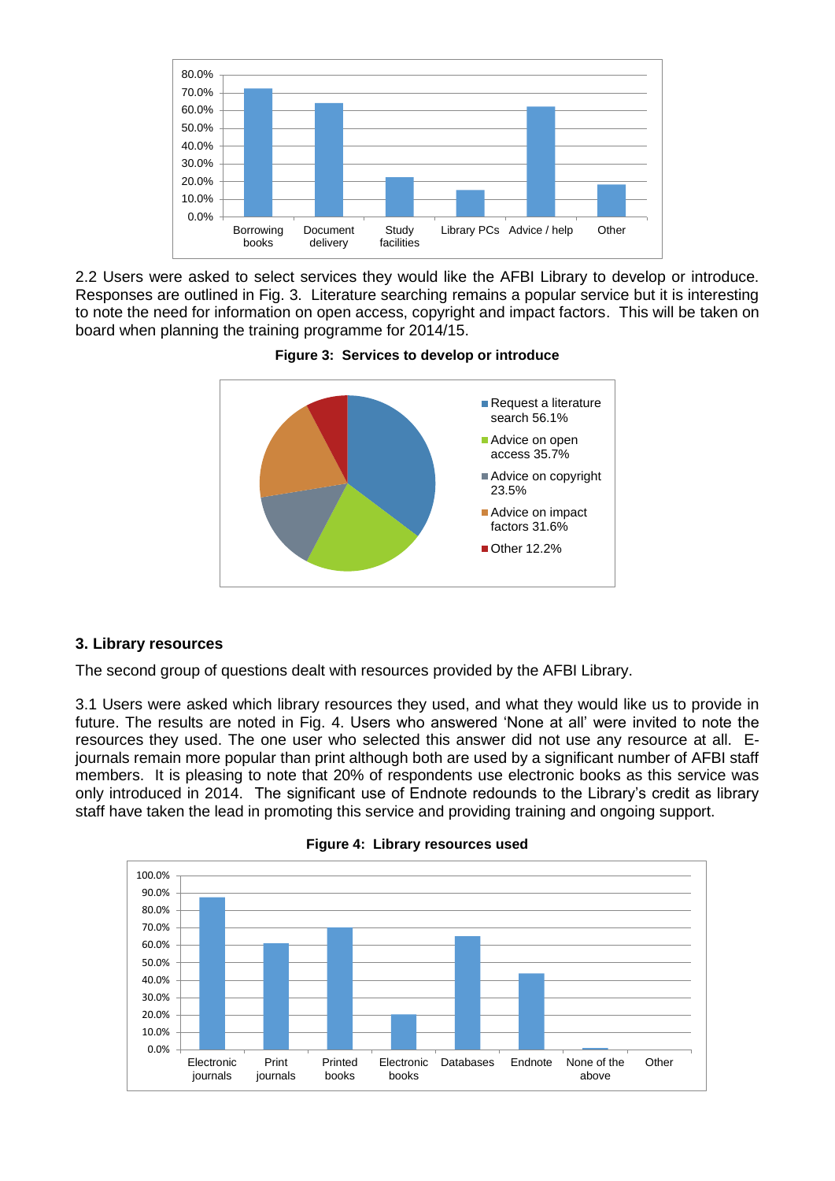2.2 Users were asked to select services they would like the AFBI Library to develop or introduce. Responses are outlined in Fig. 3. Literature searching remains a popular service but it is interesting to note the need for information on open access, copyright and impact factors. This will be taken on board when planning the training programme for 2014/15.

**Figure 3: Services to develop or introduce**

## 3. Library resources

The second group of questions dealt with resources provided by the AFBI Library.

3.1 Users were asked which library resources they used, and what they would like us to provide in future. The results are noted in Fig. 4. Users who answered 'None at all' were invited to note the resources they used. The one user who selected this answer did not use any resource at all. E-journals remain more popular than print although both are used by a significant number of AFBI staff members. It is pleasing to note that 20% of respondents use electronic books as this service was only introduced in 2014. The significant use of Endnote redounds to the Library's credit as library staff have taken the lead in promoting this service and providing training and ongoing support.

**Figure 4: Library resources used**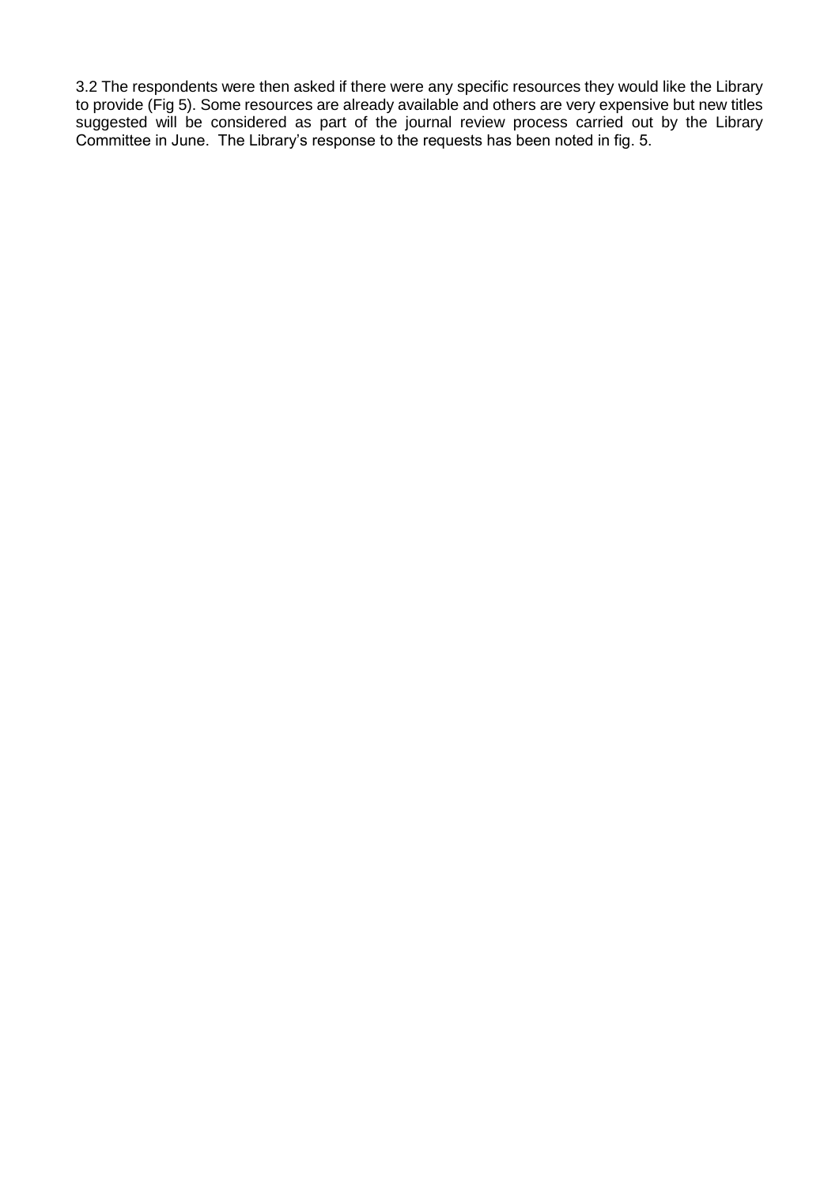3.2 The respondents were then asked if there were any specific resources they would like the Library to provide (Fig 5). Some resources are already available and others are very expensive but new titles suggested will be considered as part of the journal review process carried out by the Library Committee in June. The Library's response to the requests has been noted in fig. 5.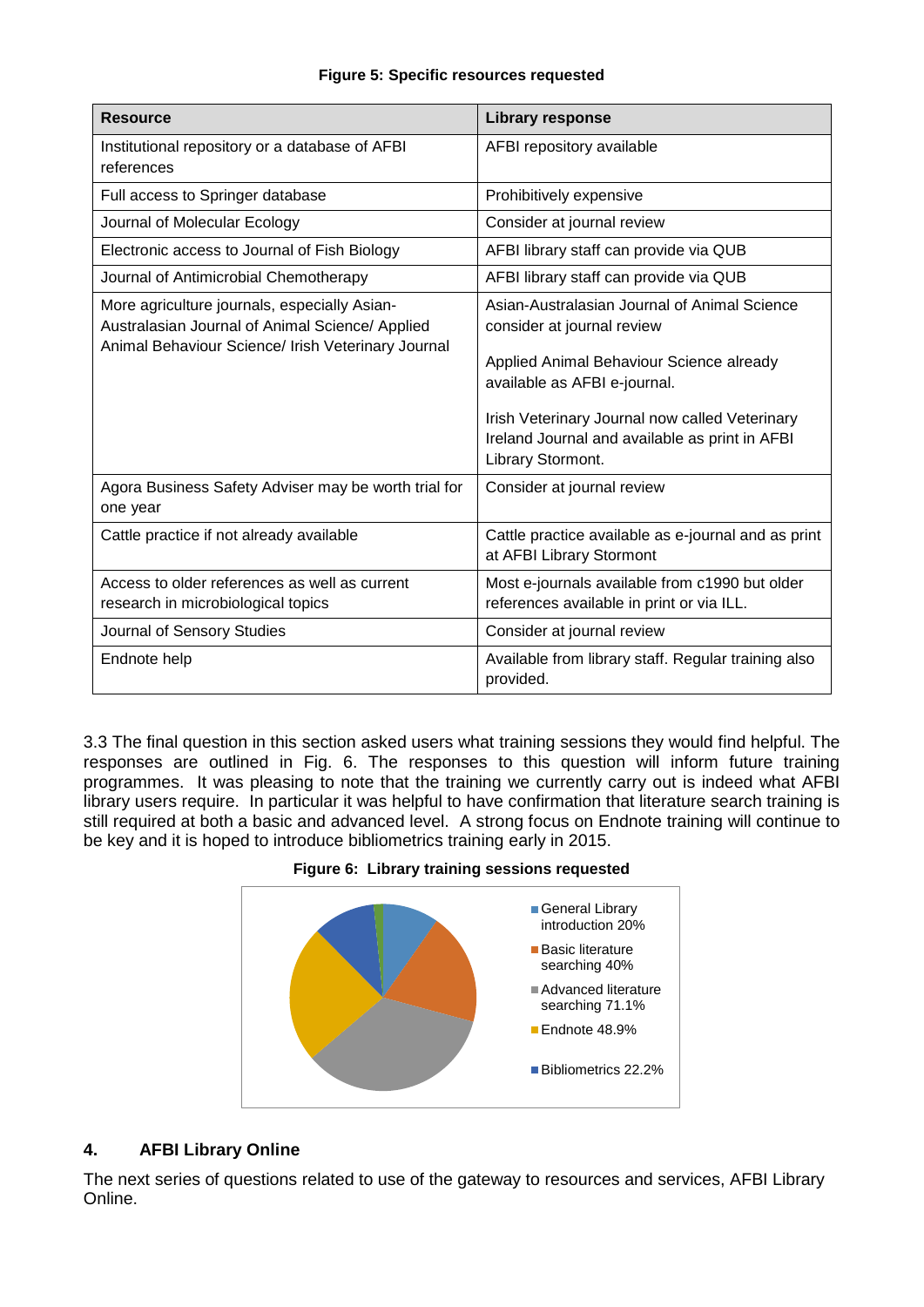**Figure 5: Specific resources requested**

| Resource | Library response |
|---|---|
| Institutional repository or a database of AFBI references | AFBI repository available |
| Full access to Springer database | Prohibitively expensive |
| Journal of Molecular Ecology | Consider at journal review |
| Electronic access to Journal of Fish Biology | AFBI library staff can provide via QUB |
| Journal of Antimicrobial Chemotherapy | AFBI library staff can provide via QUB |
| More agriculture journals, especially Asian-Australasian Journal of Animal Science/ Applied Animal Behaviour Science/ Irish Veterinary Journal | Asian-Australasian Journal of Animal Science consider at journal review<br><br>Applied Animal Behaviour Science already available as AFBI e-journal.<br><br>Irish Veterinary Journal now called Veterinary Ireland Journal and available as print in AFBI Library Stormont. |
| Agora Business Safety Adviser may be worth trial for one year | Consider at journal review |
| Cattle practice if not already available | Cattle practice available as e-journal and as print at AFBI Library Stormont |
| Access to older references as well as current research in microbiological topics | Most e-journals available from c1990 but older references available in print or via ILL. |
| Journal of Sensory Studies | Consider at journal review |
| Endnote help | Available from library staff. Regular training also provided. |

3.3 The final question in this section asked users what training sessions they would find helpful. The responses are outlined in Fig. 6. The responses to this question will inform future training programmes. It was pleasing to note that the training we currently carry out is indeed what AFBI library users require. In particular it was helpful to have confirmation that literature search training is still required at both a basic and advanced level. A strong focus on Endnote training will continue to be key and it is hoped to introduce bibliometrics training early in 2015.

**Figure 6: Library training sessions requested**

- General Library introduction 20%
- Basic literature searching 40%
- Advanced literature searching 71.1%
- Endnote 48.9%
- Bibliometrics 22.2%

## 4. AFBI Library Online

The next series of questions related to use of the gateway to resources and services, AFBI Library Online.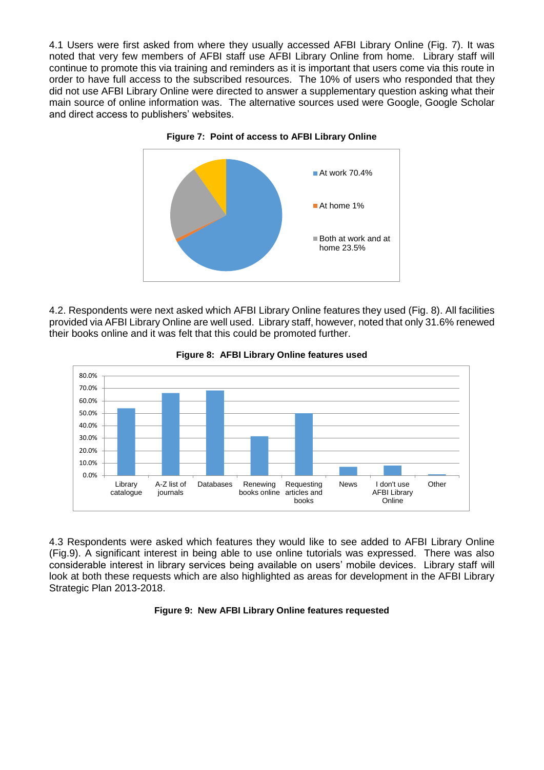4.1 Users were first asked from where they usually accessed AFBI Library Online (Fig. 7). It was noted that very few members of AFBI staff use AFBI Library Online from home. Library staff will continue to promote this via training and reminders as it is important that users come via this route in order to have full access to the subscribed resources. The 10% of users who responded that they did not use AFBI Library Online were directed to answer a supplementary question asking what their main source of online information was. The alternative sources used were Google, Google Scholar and direct access to publishers' websites.

**Figure 7: Point of access to AFBI Library Online**

4.2. Respondents were next asked which AFBI Library Online features they used (Fig. 8). All facilities provided via AFBI Library Online are well used. Library staff, however, noted that only 31.6% renewed their books online and it was felt that this could be promoted further.

**Figure 8: AFBI Library Online features used**

4.3 Respondents were asked which features they would like to see added to AFBI Library Online (Fig.9). A significant interest in being able to use online tutorials was expressed. There was also considerable interest in library services being available on users' mobile devices. Library staff will look at both these requests which are also highlighted as areas for development in the AFBI Library Strategic Plan 2013-2018.

**Figure 9: New AFBI Library Online features requested**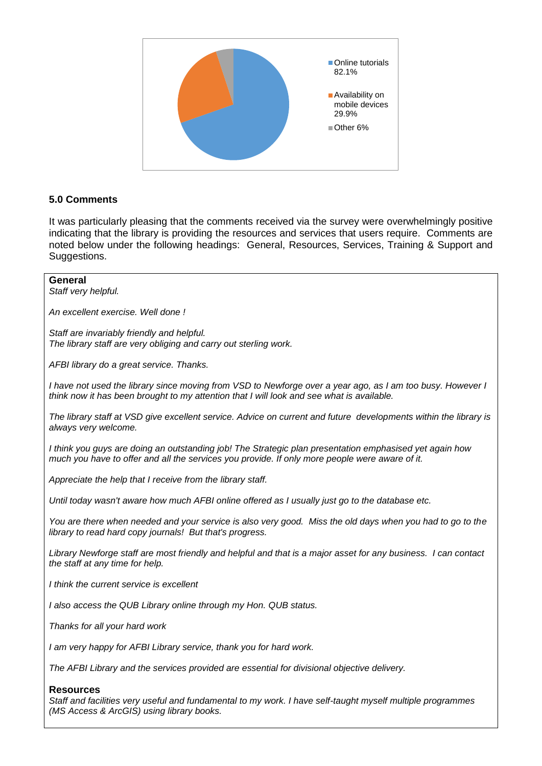- Online tutorials 82.1%
- Availability on mobile devices 29.9%
- Other 6%

## 5.0 Comments

It was particularly pleasing that the comments received via the survey were overwhelmingly positive indicating that the library is providing the resources and services that users require. Comments are noted below under the following headings: General, Resources, Services, Training & Support and Suggestions.

**General**

*Staff very helpful.*

*An excellent exercise. Well done !*

*Staff are invariably friendly and helpful.*
*The library staff are very obliging and carry out sterling work.*

*AFBI library do a great service. Thanks.*

*I have not used the library since moving from VSD to Newforge over a year ago, as I am too busy. However I think now it has been brought to my attention that I will look and see what is available.*

*The library staff at VSD give excellent service. Advice on current and future developments within the library is always very welcome.*

*I think you guys are doing an outstanding job! The Strategic plan presentation emphasised yet again how much you have to offer and all the services you provide. If only more people were aware of it.*

*Appreciate the help that I receive from the library staff.*

*Until today wasn't aware how much AFBI online offered as I usually just go to the database etc.*

*You are there when needed and your service is also very good. Miss the old days when you had to go to the library to read hard copy journals! But that's progress.*

*Library Newforge staff are most friendly and helpful and that is a major asset for any business. I can contact the staff at any time for help.*

*I think the current service is excellent*

*I also access the QUB Library online through my Hon. QUB status.*

*Thanks for all your hard work*

*I am very happy for AFBI Library service, thank you for hard work.*

*The AFBI Library and the services provided are essential for divisional objective delivery.*

**Resources**

*Staff and facilities very useful and fundamental to my work. I have self-taught myself multiple programmes (MS Access & ArcGIS) using library books.*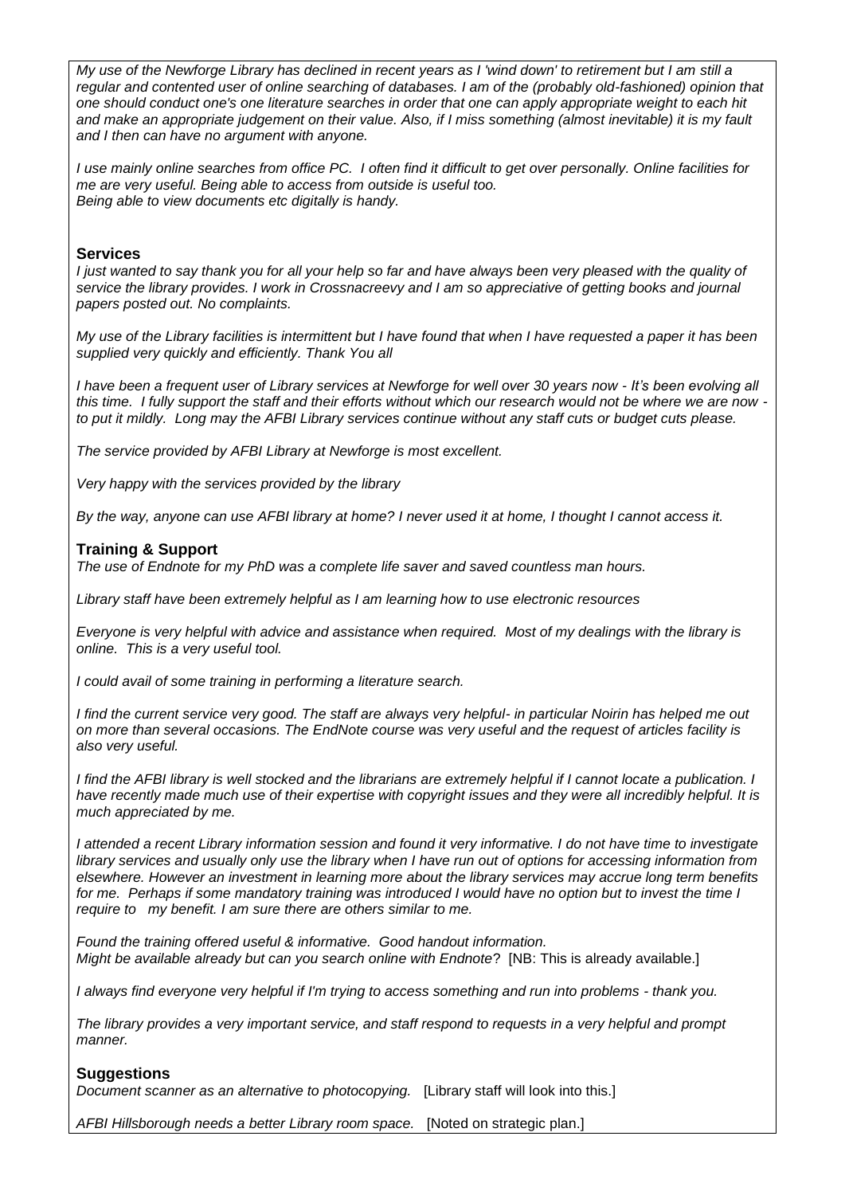*My use of the Newforge Library has declined in recent years as I 'wind down' to retirement but I am still a regular and contented user of online searching of databases. I am of the (probably old-fashioned) opinion that one should conduct one's one literature searches in order that one can apply appropriate weight to each hit and make an appropriate judgement on their value. Also, if I miss something (almost inevitable) it is my fault and I then can have no argument with anyone.*

*I use mainly online searches from office PC. I often find it difficult to get over personally. Online facilities for me are very useful. Being able to access from outside is useful too.*
*Being able to view documents etc digitally is handy.*

### Services

*I just wanted to say thank you for all your help so far and have always been very pleased with the quality of service the library provides. I work in Crossnacreevy and I am so appreciative of getting books and journal papers posted out. No complaints.*

*My use of the Library facilities is intermittent but I have found that when I have requested a paper it has been supplied very quickly and efficiently. Thank You all*

*I have been a frequent user of Library services at Newforge for well over 30 years now - It's been evolving all this time. I fully support the staff and their efforts without which our research would not be where we are now - to put it mildly. Long may the AFBI Library services continue without any staff cuts or budget cuts please.*

*The service provided by AFBI Library at Newforge is most excellent.*

*Very happy with the services provided by the library*

*By the way, anyone can use AFBI library at home? I never used it at home, I thought I cannot access it.*

### Training & Support

*The use of Endnote for my PhD was a complete life saver and saved countless man hours.*

*Library staff have been extremely helpful as I am learning how to use electronic resources*

*Everyone is very helpful with advice and assistance when required. Most of my dealings with the library is online. This is a very useful tool.*

*I could avail of some training in performing a literature search.*

*I find the current service very good. The staff are always very helpful- in particular Noirin has helped me out on more than several occasions. The EndNote course was very useful and the request of articles facility is also very useful.*

*I find the AFBI library is well stocked and the librarians are extremely helpful if I cannot locate a publication. I have recently made much use of their expertise with copyright issues and they were all incredibly helpful. It is much appreciated by me.*

*I attended a recent Library information session and found it very informative. I do not have time to investigate library services and usually only use the library when I have run out of options for accessing information from elsewhere. However an investment in learning more about the library services may accrue long term benefits for me. Perhaps if some mandatory training was introduced I would have no option but to invest the time I require to my benefit. I am sure there are others similar to me.*

*Found the training offered useful & informative. Good handout information.*
*Might be available already but can you search online with Endnote*? [NB: This is already available.]

*I always find everyone very helpful if I'm trying to access something and run into problems - thank you.*

*The library provides a very important service, and staff respond to requests in a very helpful and prompt manner.*

### Suggestions

*Document scanner as an alternative to photocopying.* [Library staff will look into this.]

*AFBI Hillsborough needs a better Library room space.* [Noted on strategic plan.]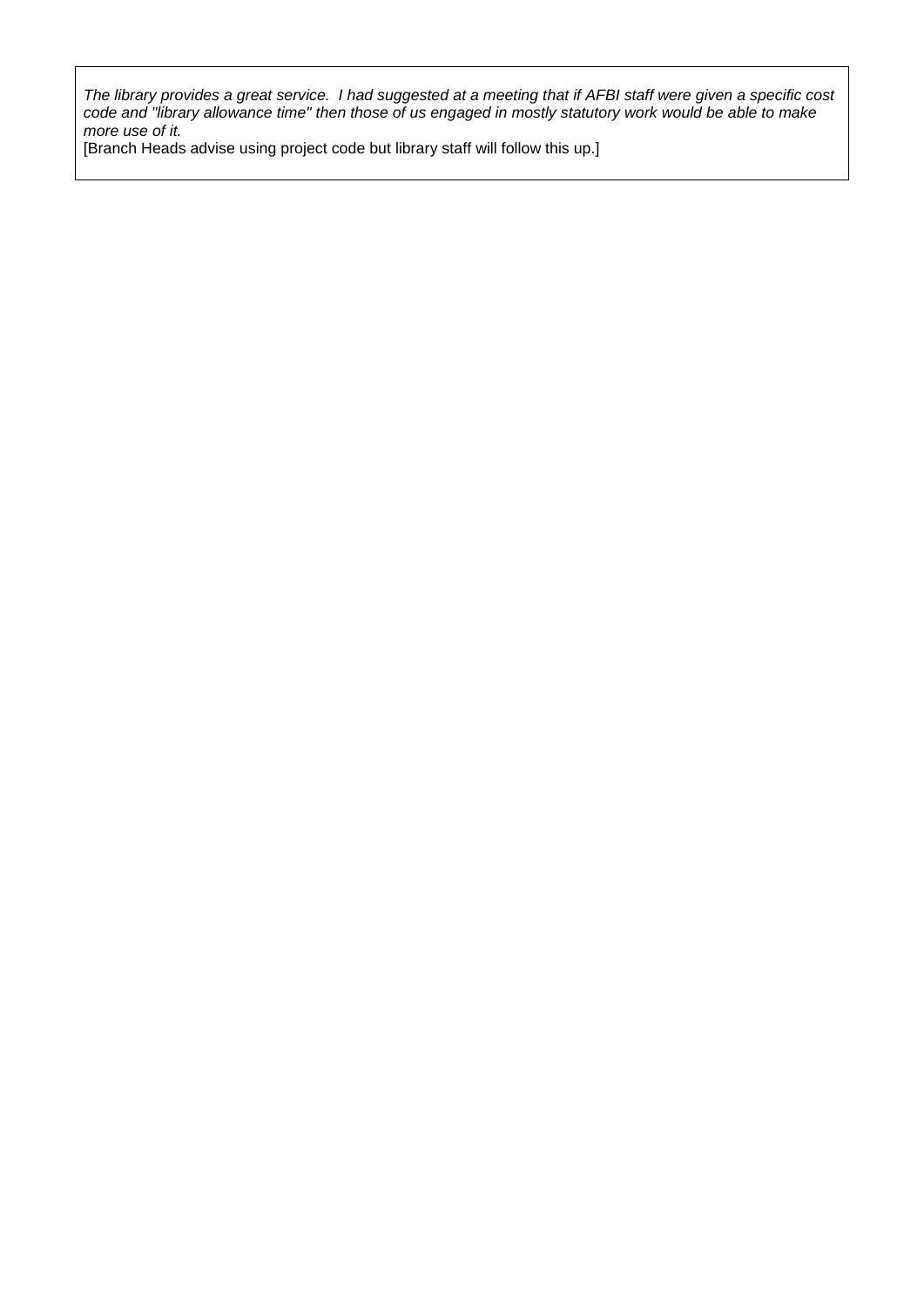*The library provides a great service. I had suggested at a meeting that if AFBI staff were given a specific cost code and "library allowance time" then those of us engaged in mostly statutory work would be able to make more use of it.*

[Branch Heads advise using project code but library staff will follow this up.]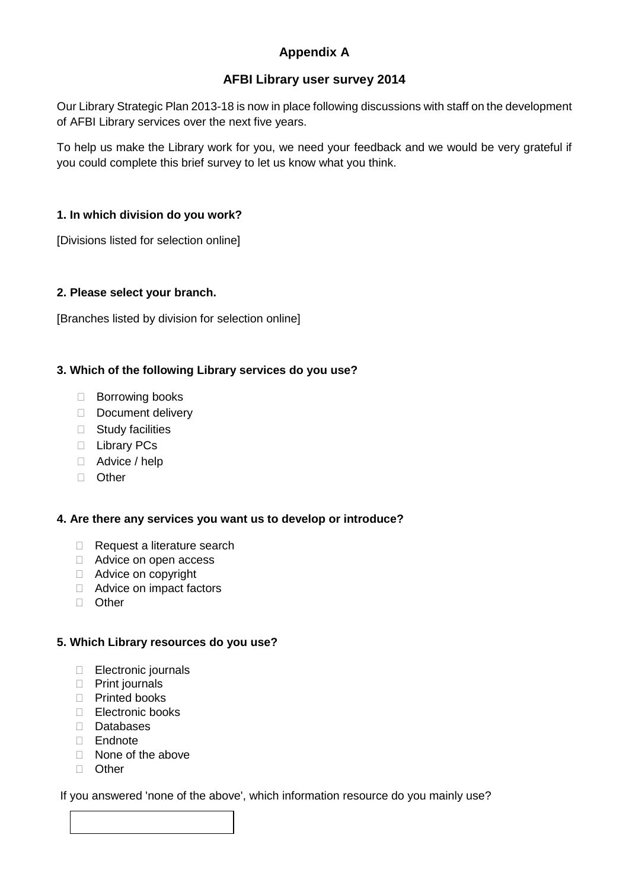# Appendix A

## AFBI Library user survey 2014

Our Library Strategic Plan 2013-18 is now in place following discussions with staff on the development of AFBI Library services over the next five years.

To help us make the Library work for you, we need your feedback and we would be very grateful if you could complete this brief survey to let us know what you think.

**1. In which division do you work?**

[Divisions listed for selection online]

**2. Please select your branch.**

[Branches listed by division for selection online]

**3. Which of the following Library services do you use?**

- ☐ Borrowing books
- ☐ Document delivery
- ☐ Study facilities
- ☐ Library PCs
- ☐ Advice / help
- ☐ Other

**4. Are there any services you want us to develop or introduce?**

- ☐ Request a literature search
- ☐ Advice on open access
- ☐ Advice on copyright
- ☐ Advice on impact factors
- ☐ Other

**5. Which Library resources do you use?**

- ☐ Electronic journals
- ☐ Print journals
- ☐ Printed books
- ☐ Electronic books
- ☐ Databases
- ☐ Endnote
- ☐ None of the above
- ☐ Other

If you answered 'none of the above', which information resource do you mainly use?

[ ]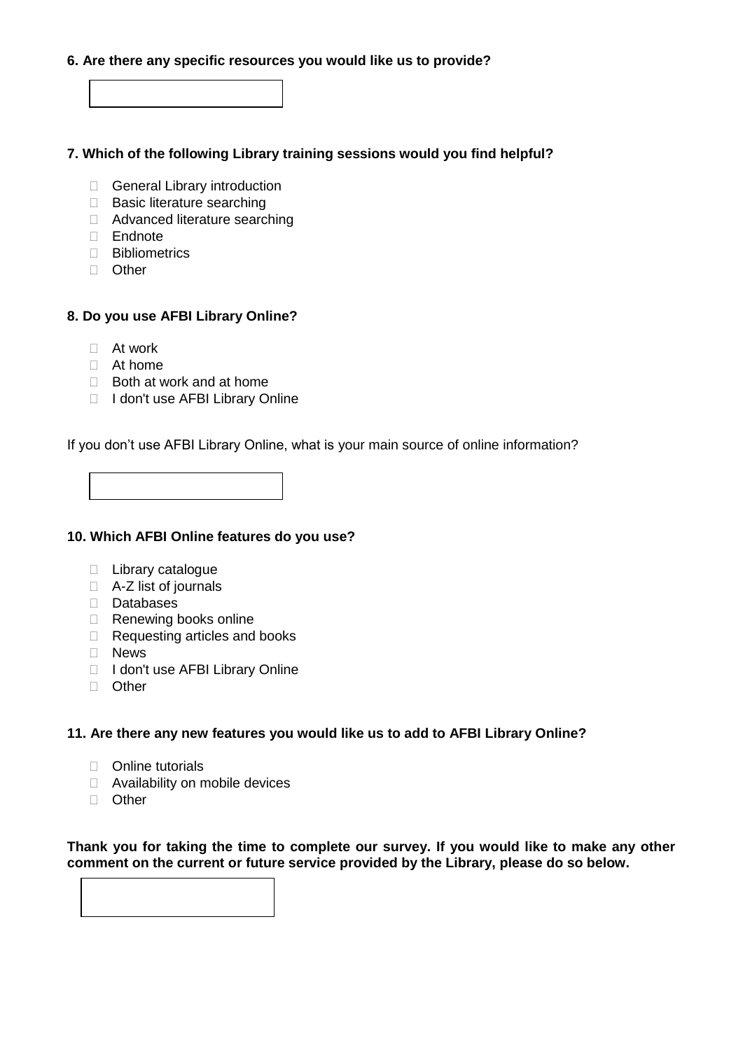**6. Are there any specific resources you would like us to provide?**

**7. Which of the following Library training sessions would you find helpful?**

- General Library introduction
- Basic literature searching
- Advanced literature searching
- Endnote
- Bibliometrics
- Other

**8. Do you use AFBI Library Online?**

- At work
- At home
- Both at work and at home
- I don't use AFBI Library Online

If you don't use AFBI Library Online, what is your main source of online information?

**10. Which AFBI Online features do you use?**

- Library catalogue
- A-Z list of journals
- Databases
- Renewing books online
- Requesting articles and books
- News
- I don't use AFBI Library Online
- Other

**11. Are there any new features you would like us to add to AFBI Library Online?**

- Online tutorials
- Availability on mobile devices
- Other

**Thank you for taking the time to complete our survey. If you would like to make any other comment on the current or future service provided by the Library, please do so below.**